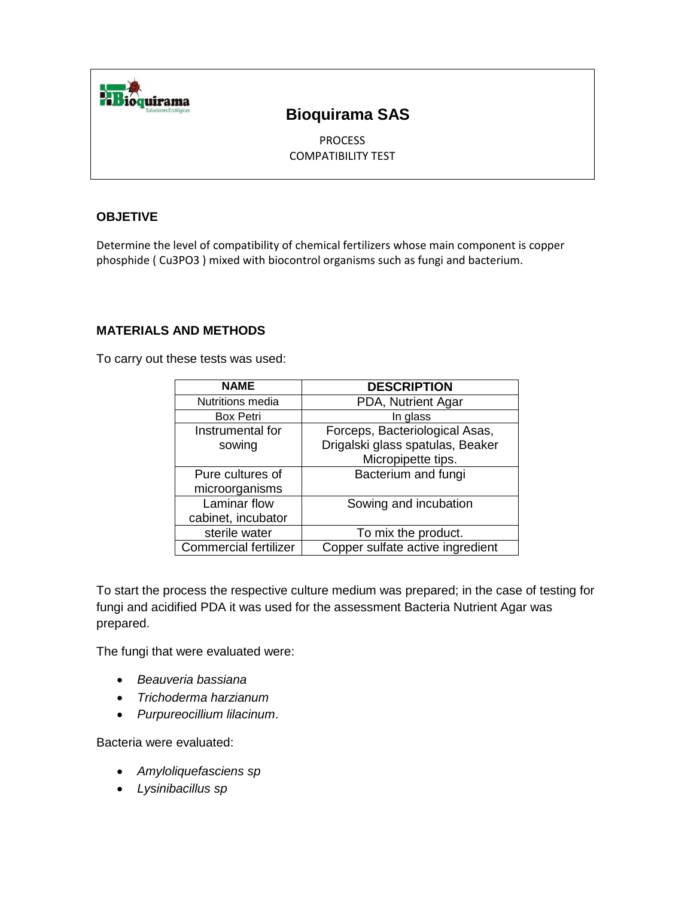# Bioquirama SAS

PROCESS
COMPATIBILITY TEST

## OBJETIVE

Determine the level of compatibility of chemical fertilizers whose main component is copper phosphide ( $Cu_3PO_3$ ) mixed with biocontrol organisms such as fungi and bacterium.

## MATERIALS AND METHODS

To carry out these tests was used:

| NAME | DESCRIPTION |
| --- | --- |
| Nutritions media | PDA, Nutrient Agar |
| Box Petri | In glass |
| Instrumental for sowing | Forceps, Bacteriological Asas, Drigalski glass spatulas, Beaker Micropipette tips. |
| Pure cultures of microorganisms | Bacterium and fungi |
| Laminar flow cabinet, incubator | Sowing and incubation |
| sterile water | To mix the product. |
| Commercial fertilizer | Copper sulfate active ingredient |

To start the process the respective culture medium was prepared; in the case of testing for fungi and acidified PDA it was used for the assessment Bacteria Nutrient Agar was prepared.

The fungi that were evaluated were:

- *Beauveria bassiana*
- *Trichoderma harzianum*
- *Purpureocillium lilacinum*.

Bacteria were evaluated:

- *Amyloliquefasciens sp*
- *Lysinibacillus sp*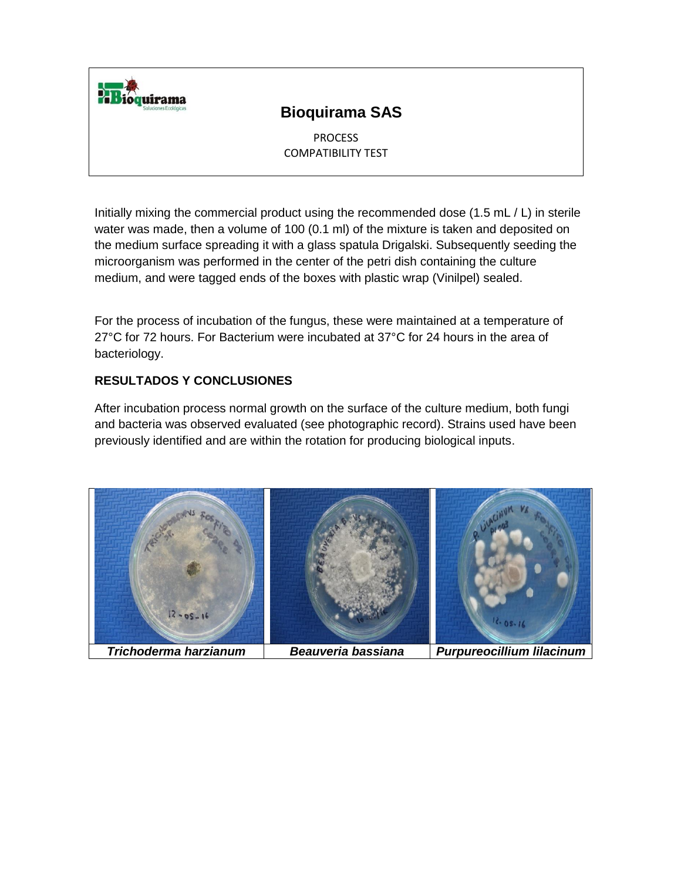**Bioquirama SAS**

PROCESS
COMPATIBILITY TEST

Initially mixing the commercial product using the recommended dose (1.5 mL / L) in sterile water was made, then a volume of 100 (0.1 ml) of the mixture is taken and deposited on the medium surface spreading it with a glass spatula Drigalski. Subsequently seeding the microorganism was performed in the center of the petri dish containing the culture medium, and were tagged ends of the boxes with plastic wrap (Vinilpel) sealed.

For the process of incubation of the fungus, these were maintained at a temperature of 27°C for 72 hours. For Bacterium were incubated at 37°C for 24 hours in the area of bacteriology.

## RESULTADOS Y CONCLUSIONES

After incubation process normal growth on the surface of the culture medium, both fungi and bacteria was observed evaluated (see photographic record). Strains used have been previously identified and are within the rotation for producing biological inputs.

| ***Trichoderma harzianum*** | ***Beauveria bassiana*** | ***Purpureocillium lilacinum*** |
|---|---|---|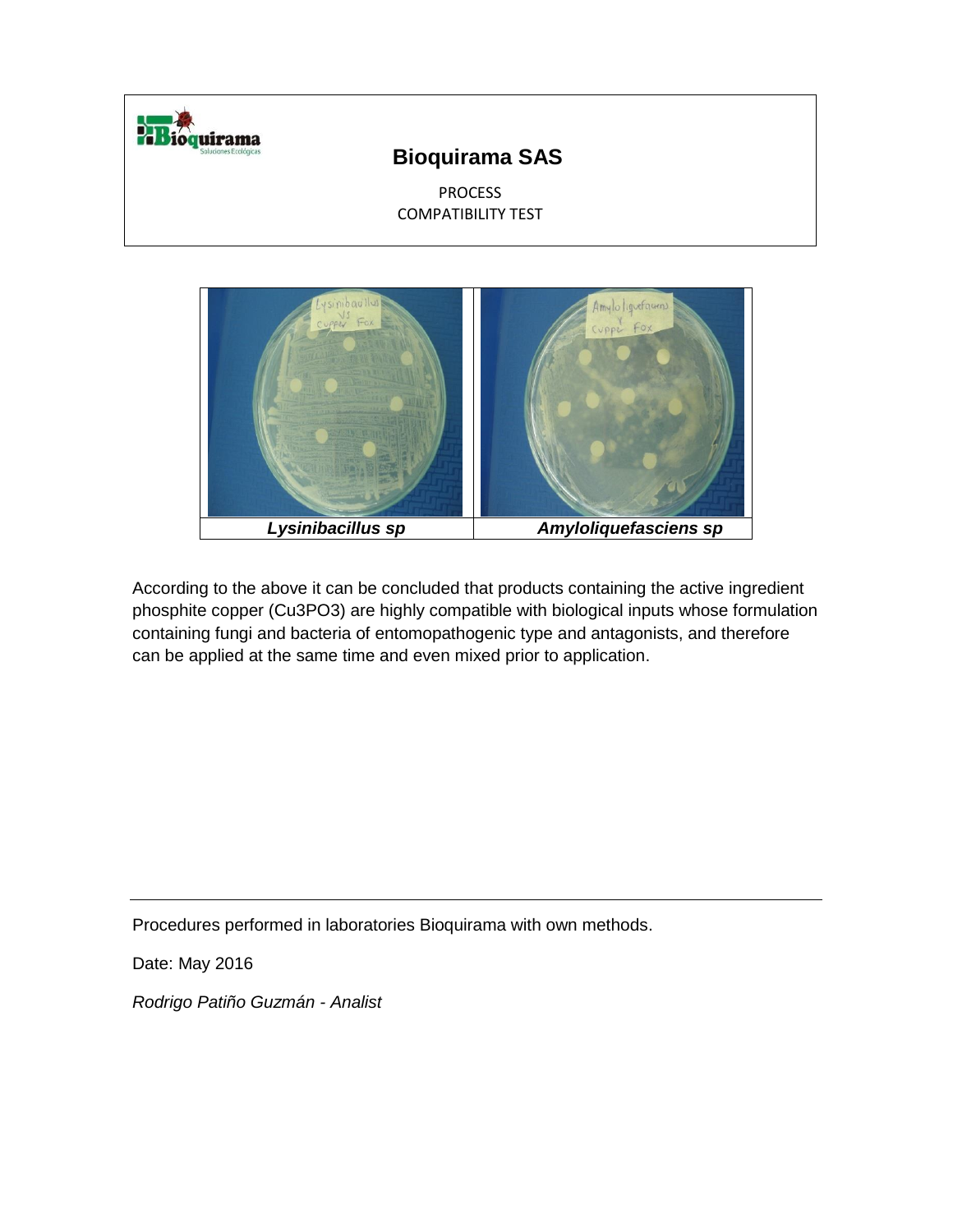# Bioquirama SAS

PROCESS
COMPATIBILITY TEST

| *Lysinibacillus sp* | *Amyloliquefasciens sp* |
|---|---|

According to the above it can be concluded that products containing the active ingredient phosphite copper ($Cu3PO3$) are highly compatible with biological inputs whose formulation containing fungi and bacteria of entomopathogenic type and antagonists, and therefore can be applied at the same time and even mixed prior to application.

---

Procedures performed in laboratories Bioquirama with own methods.

Date: May 2016

*Rodrigo Patiño Guzmán - Analist*